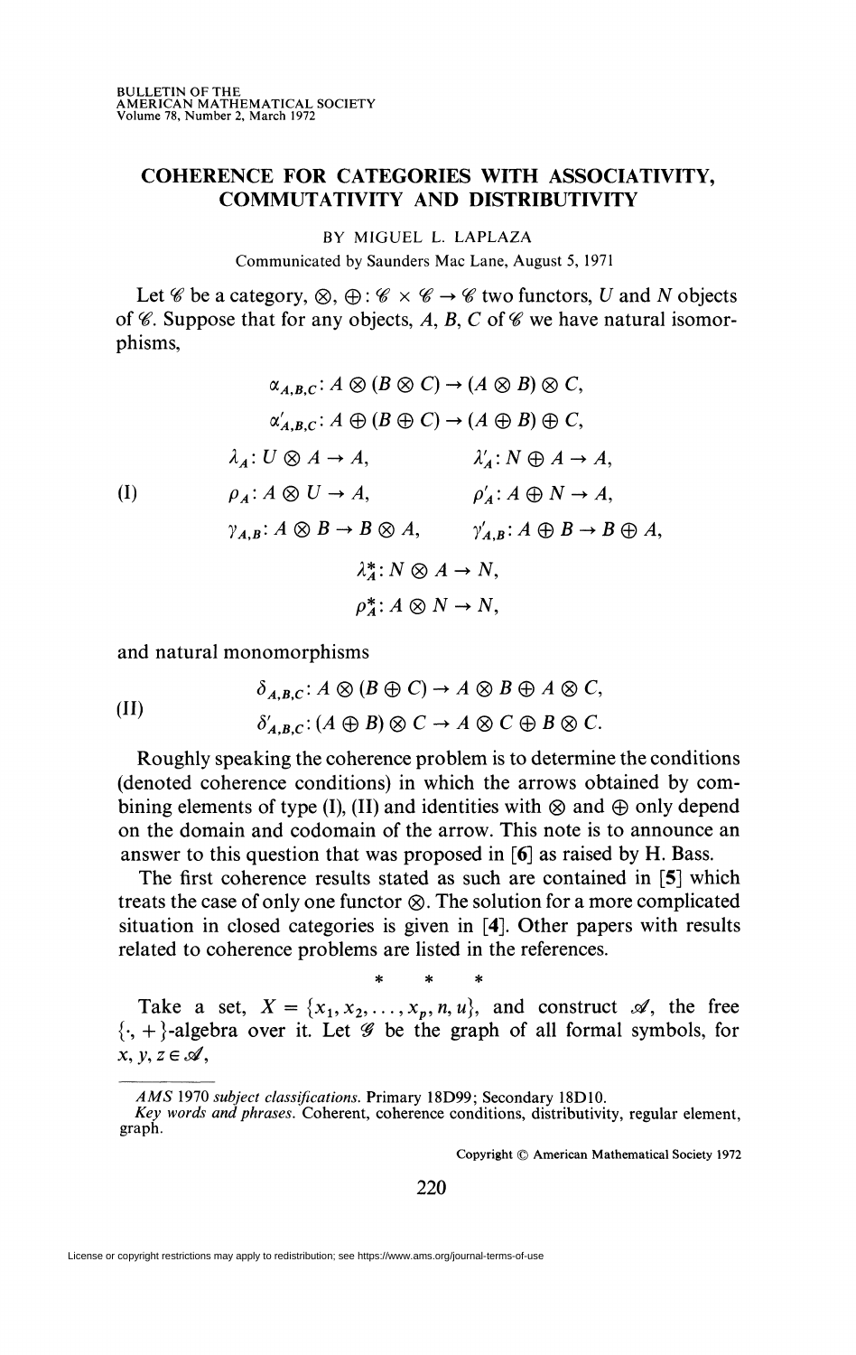# COHERENCE FOR CATEGORIES WITH ASSOCIATIVITY, COMMUTATIVITY AND DISTRIBUTIVITY

BY MIGUEL L. LAPLAZA

Communicated by Saunders Mac Lane, August 5, 1971

Let $\mathscr{C}$ be a category, $\otimes, \oplus: \mathscr{C} \times \mathscr{C} \to \mathscr{C}$ two functors, $U$ and $N$ objects of $\mathscr{C}$. Suppose that for any objects, $A$, $B$, $C$ of $\mathscr{C}$ we have natural isomorphisms,

$$\text{(I)} \qquad \begin{gathered} \alpha_{A,B,C}: A \otimes (B \otimes C) \to (A \otimes B) \otimes C, \\ \alpha'_{A,B,C}: A \oplus (B \oplus C) \to (A \oplus B) \oplus C, \\ \lambda_A: U \otimes A \to A, \qquad \lambda'_A: N \oplus A \to A, \\ \rho_A: A \otimes U \to A, \qquad \rho'_A: A \oplus N \to A, \\ \gamma_{A,B}: A \otimes B \to B \otimes A, \qquad \gamma'_{A,B}: A \oplus B \to B \oplus A, \\ \lambda^*_A: N \otimes A \to N, \\ \rho^*_A: A \otimes N \to N, \end{gathered}$$

and natural monomorphisms

$$\text{(II)} \qquad \begin{gathered} \delta_{A,B,C}: A \otimes (B \oplus C) \to A \otimes B \oplus A \otimes C, \\ \delta'_{A,B,C}: (A \oplus B) \otimes C \to A \otimes C \oplus B \otimes C. \end{gathered}$$

Roughly speaking the coherence problem is to determine the conditions (denoted coherence conditions) in which the arrows obtained by combining elements of type (I), (II) and identities with $\otimes$ and $\oplus$ only depend on the domain and codomain of the arrow. This note is to announce an answer to this question that was proposed in [6] as raised by H. Bass.

The first coherence results stated as such are contained in [5] which treats the case of only one functor $\otimes$. The solution for a more complicated situation in closed categories is given in [4]. Other papers with results related to coherence problems are listed in the references.

\* \* \*

Take a set, $X = \{x_1, x_2, \ldots, x_p, n, u\}$, and construct $\mathscr{A}$, the free $\{\cdot, +\}$-algebra over it. Let $\mathscr{G}$ be the graph of all formal symbols, for $x, y, z \in \mathscr{A}$,

---

*AMS* 1970 *subject classifications*. Primary 18D99; Secondary 18D10.

*Key words and phrases*. Coherent, coherence conditions, distributivity, regular element, graph.

Copyright © American Mathematical Society 1972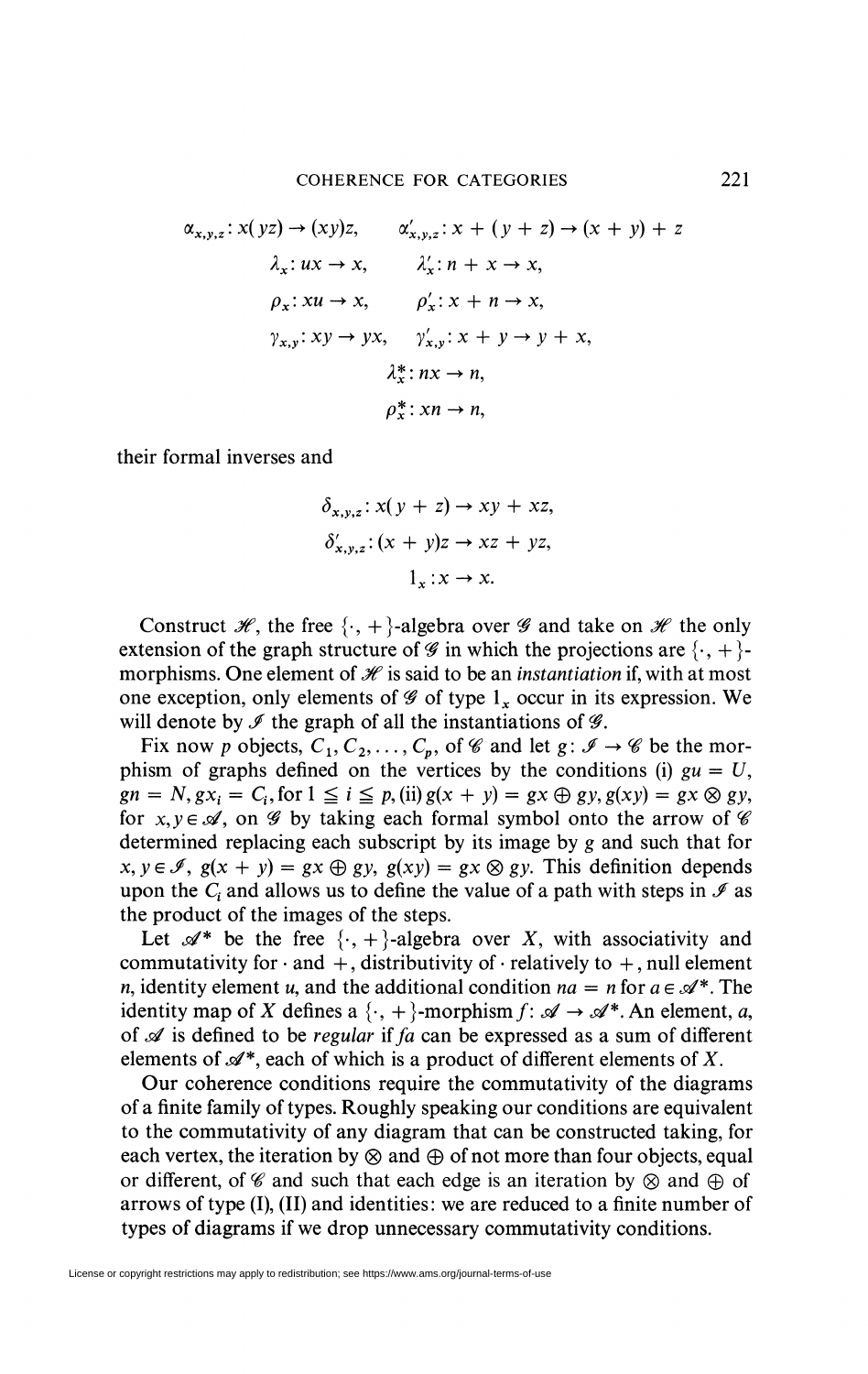$$\alpha_{x,y,z}: x(yz) \to (xy)z, \qquad \alpha'_{x,y,z}: x + (y + z) \to (x + y) + z$$

$$\lambda_x: ux \to x, \qquad \lambda'_x: n + x \to x,$$

$$\rho_x: xu \to x, \qquad \rho'_x: x + n \to x,$$

$$\gamma_{x,y}: xy \to yx, \qquad \gamma'_{x,y}: x + y \to y + x,$$

$$\lambda^*_x: nx \to n,$$

$$\rho^*_x: xn \to n,$$

their formal inverses and

$$\delta_{x,y,z}: x(y + z) \to xy + xz,$$

$$\delta'_{x,y,z}: (x + y)z \to xz + yz,$$

$$1_x: x \to x.$$

Construct $\mathscr{H}$, the free $\{\cdot, +\}$-algebra over $\mathscr{G}$ and take on $\mathscr{H}$ the only extension of the graph structure of $\mathscr{G}$ in which the projections are $\{\cdot, +\}$-morphisms. One element of $\mathscr{H}$ is said to be an *instantiation* if, with at most one exception, only elements of $\mathscr{G}$ of type $1_x$ occur in its expression. We will denote by $\mathscr{I}$ the graph of all the instantiations of $\mathscr{G}$.

Fix now $p$ objects, $C_1, C_2, \ldots, C_p$, of $\mathscr{C}$ and let $g: \mathscr{I} \to \mathscr{C}$ be the morphism of graphs defined on the vertices by the conditions (i) $gu = U$, $gn = N, gx_i = C_i$, for $1 \leqq i \leqq p$, (ii) $g(x + y) = gx \oplus gy, g(xy) = gx \otimes gy$, for $x, y \in \mathscr{A}$, on $\mathscr{G}$ by taking each formal symbol onto the arrow of $\mathscr{C}$ determined replacing each subscript by its image by $g$ and such that for $x, y \in \mathscr{I}$, $g(x + y) = gx \oplus gy$, $g(xy) = gx \otimes gy$. This definition depends upon the $C_i$ and allows us to define the value of a path with steps in $\mathscr{I}$ as the product of the images of the steps.

Let $\mathscr{A}^*$ be the free $\{\cdot, +\}$-algebra over $X$, with associativity and commutativity for $\cdot$ and $+$, distributivity of $\cdot$ relatively to $+$, null element $n$, identity element $u$, and the additional condition $na = n$ for $a \in \mathscr{A}^*$. The identity map of $X$ defines a $\{\cdot, +\}$-morphism $f: \mathscr{A} \to \mathscr{A}^*$. An element, $a$, of $\mathscr{A}$ is defined to be *regular* if $fa$ can be expressed as a sum of different elements of $\mathscr{A}^*$, each of which is a product of different elements of $X$.

Our coherence conditions require the commutativity of the diagrams of a finite family of types. Roughly speaking our conditions are equivalent to the commutativity of any diagram that can be constructed taking, for each vertex, the iteration by $\otimes$ and $\oplus$ of not more than four objects, equal or different, of $\mathscr{C}$ and such that each edge is an iteration by $\otimes$ and $\oplus$ of arrows of type (I), (II) and identities: we are reduced to a finite number of types of diagrams if we drop unnecessary commutativity conditions.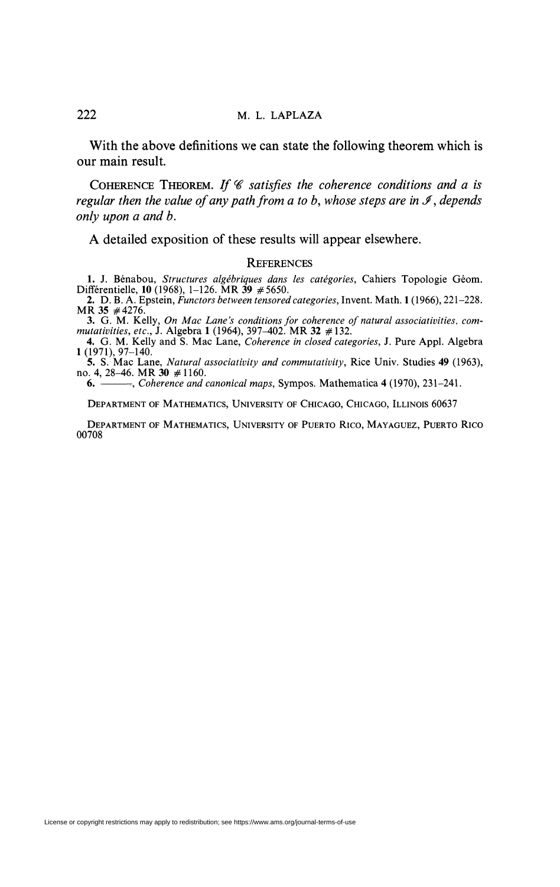With the above definitions we can state the following theorem which is our main result.

COHERENCE THEOREM. *If $\mathscr{C}$ satisfies the coherence conditions and a is regular then the value of any path from a to b, whose steps are in $\mathscr{I}$, depends only upon a and b.*

A detailed exposition of these results will appear elsewhere.

## REFERENCES

1. J. Bénabou, *Structures algébriques dans les catégories*, Cahiers Topologie Géom. Différentielle, **10** (1968), 1–126. MR **39** #5650.
2. D. B. A. Epstein, *Functors between tensored categories*, Invent. Math. **1** (1966), 221–228. MR **35** #4276.
3. G. M. Kelly, *On Mac Lane's conditions for coherence of natural associativities, commutativities, etc.*, J. Algebra **1** (1964), 397–402. MR **32** #132.
4. G. M. Kelly and S. Mac Lane, *Coherence in closed categories*, J. Pure Appl. Algebra **1** (1971), 97–140.
5. S. Mac Lane, *Natural associativity and commutativity*, Rice Univ. Studies **49** (1963), no. 4, 28–46. MR **30** #1160.
6. ———, *Coherence and canonical maps*, Sympos. Mathematica **4** (1970), 231–241.

DEPARTMENT OF MATHEMATICS, UNIVERSITY OF CHICAGO, CHICAGO, ILLINOIS 60637

DEPARTMENT OF MATHEMATICS, UNIVERSITY OF PUERTO RICO, MAYAGUEZ, PUERTO RICO 00708